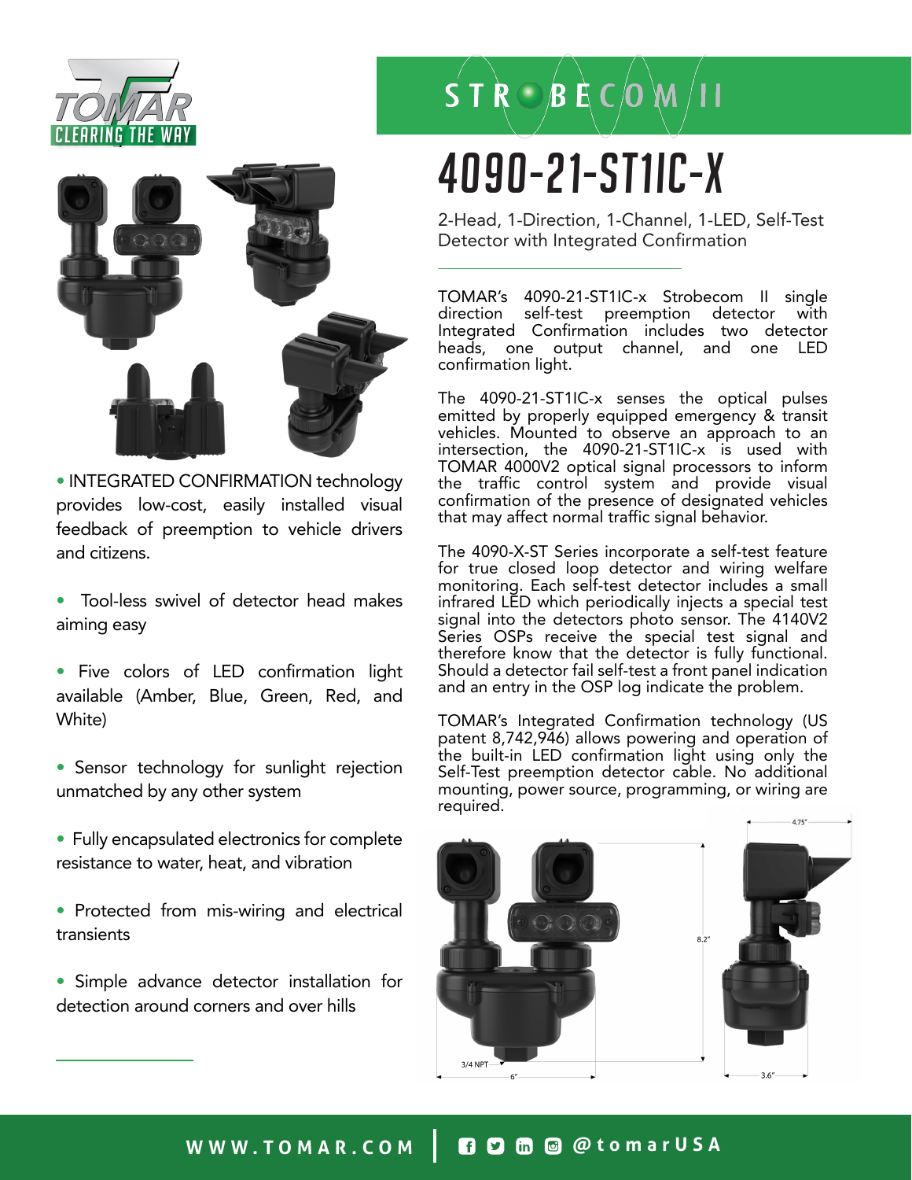TOMAR

CLEARING THE WAY

STROBECOM II

# 4090-21-ST1IC-X

2-Head, 1-Direction, 1-Channel, 1-LED, Self-Test Detector with Integrated Confirmation

- INTEGRATED CONFIRMATION technology provides low-cost, easily installed visual feedback of preemption to vehicle drivers and citizens.
- Tool-less swivel of detector head makes aiming easy
- Five colors of LED confirmation light available (Amber, Blue, Green, Red, and White)
- Sensor technology for sunlight rejection unmatched by any other system
- Fully encapsulated electronics for complete resistance to water, heat, and vibration
- Protected from mis-wiring and electrical transients
- Simple advance detector installation for detection around corners and over hills

TOMAR's 4090-21-ST1IC-x Strobecom II single direction self-test preemption detector with Integrated Confirmation includes two detector heads, one output channel, and one LED confirmation light.

The 4090-21-ST1IC-x senses the optical pulses emitted by properly equipped emergency & transit vehicles. Mounted to observe an approach to an intersection, the 4090-21-ST1IC-x is used with TOMAR 4000V2 optical signal processors to inform the traffic control system and provide visual confirmation of the presence of designated vehicles that may affect normal traffic signal behavior.

The 4090-X-ST Series incorporate a self-test feature for true closed loop detector and wiring welfare monitoring. Each self-test detector includes a small infrared LED which periodically injects a special test signal into the detectors photo sensor. The 4140V2 Series OSPs receive the special test signal and therefore know that the detector is fully functional. Should a detector fail self-test a front panel indication and an entry in the OSP log indicate the problem.

TOMAR's Integrated Confirmation technology (US patent 8,742,946) allows powering and operation of the built-in LED confirmation light using only the Self-Test preemption detector cable. No additional mounting, power source, programming, or wiring are required.

4.75"

8.2"

3/4 NPT

6"

3.6"

WWW.TOMAR.COM | @tomarUSA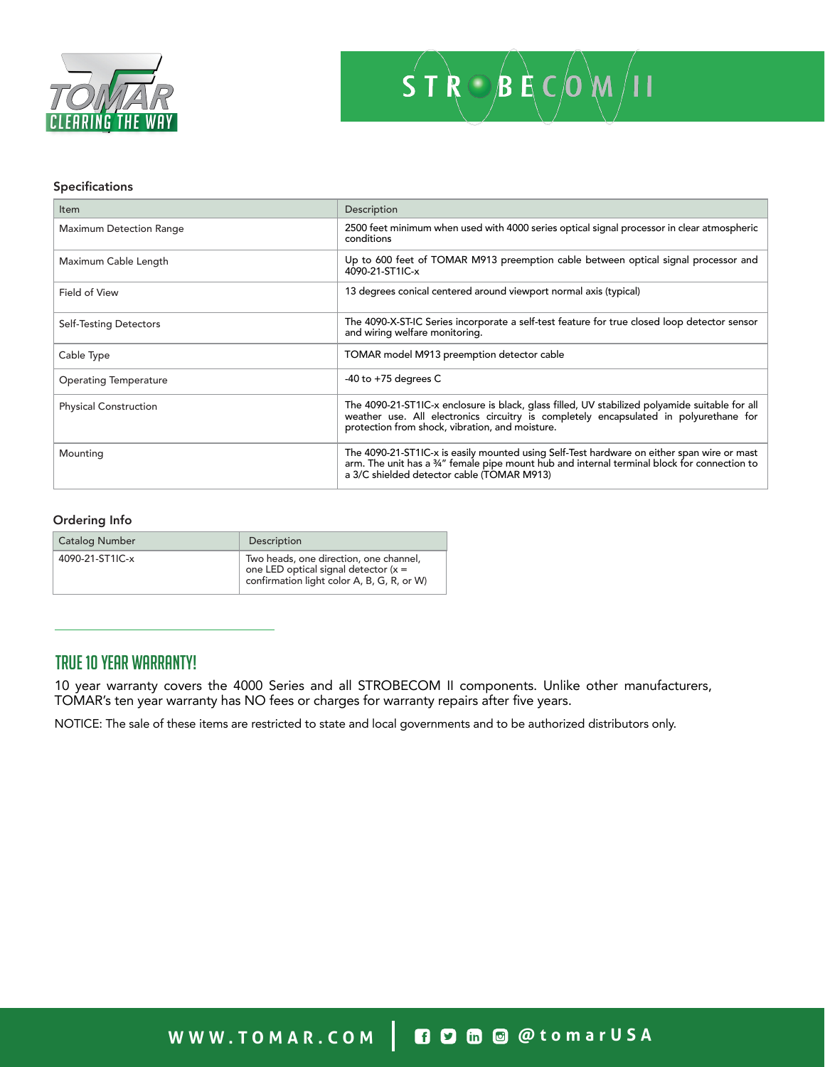## Specifications

| Item | Description |
|---|---|
| Maximum Detection Range | 2500 feet minimum when used with 4000 series optical signal processor in clear atmospheric conditions |
| Maximum Cable Length | Up to 600 feet of TOMAR M913 preemption cable between optical signal processor and 4090-21-ST1IC-x |
| Field of View | 13 degrees conical centered around viewport normal axis (typical) |
| Self-Testing Detectors | The 4090-X-ST-IC Series incorporate a self-test feature for true closed loop detector sensor and wiring welfare monitoring. |
| Cable Type | TOMAR model M913 preemption detector cable |
| Operating Temperature | -40 to +75 degrees C |
| Physical Construction | The 4090-21-ST1IC-x enclosure is black, glass filled, UV stabilized polyamide suitable for all weather use. All electronics circuitry is completely encapsulated in polyurethane for protection from shock, vibration, and moisture. |
| Mounting | The 4090-21-ST1IC-x is easily mounted using Self-Test hardware on either span wire or mast arm. The unit has a ¾" female pipe mount hub and internal terminal block for connection to a 3/C shielded detector cable (TOMAR M913) |

## Ordering Info

| Catalog Number | Description |
|---|---|
| 4090-21-ST1IC-x | Two heads, one direction, one channel, one LED optical signal detector (x = confirmation light color A, B, G, R, or W) |

## TRUE 10 YEAR WARRANTY!

10 year warranty covers the 4000 Series and all STROBECOM II components. Unlike other manufacturers, TOMAR's ten year warranty has NO fees or charges for warranty repairs after five years.

NOTICE: The sale of these items are restricted to state and local governments and to be authorized distributors only.